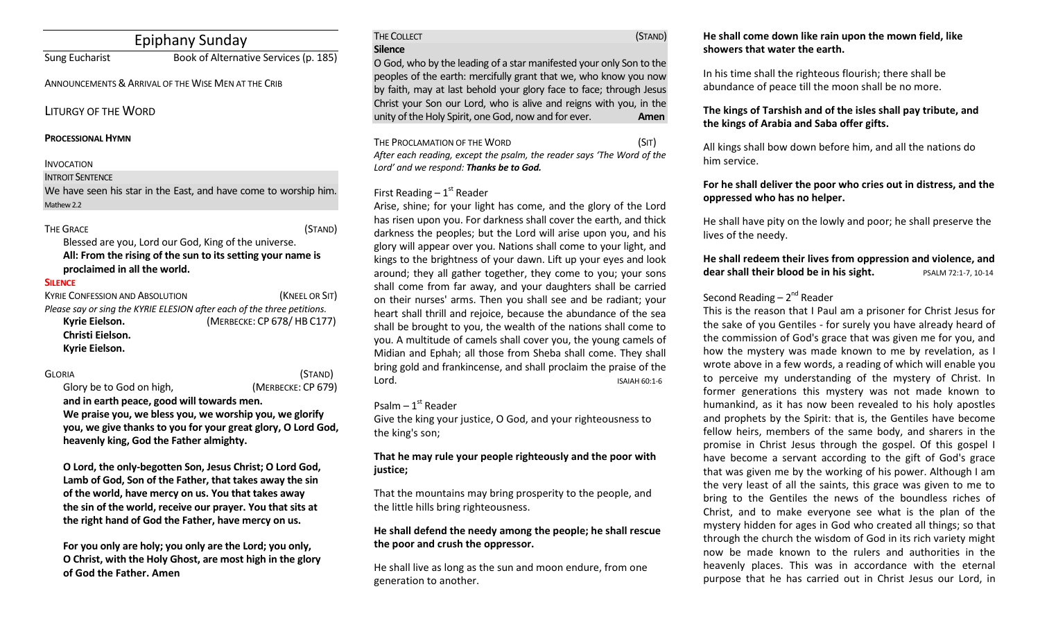# Epiphany Sunday

Sung Eucharist — Book of Alternative Services (p. 185)

ANNOUNCEMENTS & ARRIVAL OF THE WISE MEN AT THE CRIB

## LITURGY OF THE WORD

**PROCESSIONAL HYMN**

INVOCATION

INTROIT SENTENCE

We have seen his star in the East, and have come to worship him.
Mathew 2.2

THE GRACE (STAND)

Blessed are you, Lord our God, King of the universe.
**All: From the rising of the sun to its setting your name is proclaimed in all the world.**

**SILENCE**

KYRIE CONFESSION AND ABSOLUTION (KNEEL OR SIT)

*Please say or sing the KYRIE ELESION after each of the three petitions.*

**Kyrie Eielson.** (MERBECKE: CP 678/ HB C177)
**Christi Eielson.**
**Kyrie Eielson.**

GLORIA (STAND)

Glory be to God on high, (MERBECKE: CP 679)
**and in earth peace, good will towards men.**
**We praise you, we bless you, we worship you, we glorify you, we give thanks to you for your great glory, O Lord God, heavenly king, God the Father almighty.**

**O Lord, the only-begotten Son, Jesus Christ; O Lord God, Lamb of God, Son of the Father, that takes away the sin of the world, have mercy on us. You that takes away the sin of the world, receive our prayer. You that sits at the right hand of God the Father, have mercy on us.**

**For you only are holy; you only are the Lord; you only, O Christ, with the Holy Ghost, are most high in the glory of God the Father. Amen**

THE COLLECT (STAND)

**Silence**

O God, who by the leading of a star manifested your only Son to the peoples of the earth: mercifully grant that we, who know you now by faith, may at last behold your glory face to face; through Jesus Christ your Son our Lord, who is alive and reigns with you, in the unity of the Holy Spirit, one God, now and for ever. **Amen**

THE PROCLAMATION OF THE WORD (SIT)

*After each reading, except the psalm, the reader says 'The Word of the Lord' and we respond:* ***Thanks be to God.***

First Reading – 1st Reader

Arise, shine; for your light has come, and the glory of the Lord has risen upon you. For darkness shall cover the earth, and thick darkness the peoples; but the Lord will arise upon you, and his glory will appear over you. Nations shall come to your light, and kings to the brightness of your dawn. Lift up your eyes and look around; they all gather together, they come to you; your sons shall come from far away, and your daughters shall be carried on their nurses' arms. Then you shall see and be radiant; your heart shall thrill and rejoice, because the abundance of the sea shall be brought to you, the wealth of the nations shall come to you. A multitude of camels shall cover you, the young camels of Midian and Ephah; all those from Sheba shall come. They shall bring gold and frankincense, and shall proclaim the praise of the Lord. ISAIAH 60:1-6

Psalm – 1st Reader

Give the king your justice, O God, and your righteousness to the king's son;

**That he may rule your people righteously and the poor with justice;**

That the mountains may bring prosperity to the people, and the little hills bring righteousness.

**He shall defend the needy among the people; he shall rescue the poor and crush the oppressor.**

He shall live as long as the sun and moon endure, from one generation to another.

**He shall come down like rain upon the mown field, like showers that water the earth.**

In his time shall the righteous flourish; there shall be abundance of peace till the moon shall be no more.

**The kings of Tarshish and of the isles shall pay tribute, and the kings of Arabia and Saba offer gifts.**

All kings shall bow down before him, and all the nations do him service.

**For he shall deliver the poor who cries out in distress, and the oppressed who has no helper.**

He shall have pity on the lowly and poor; he shall preserve the lives of the needy.

**He shall redeem their lives from oppression and violence, and dear shall their blood be in his sight.** PSALM 72:1-7, 10-14

Second Reading – 2nd Reader

This is the reason that I Paul am a prisoner for Christ Jesus for the sake of you Gentiles - for surely you have already heard of the commission of God's grace that was given me for you, and how the mystery was made known to me by revelation, as I wrote above in a few words, a reading of which will enable you to perceive my understanding of the mystery of Christ. In former generations this mystery was not made known to humankind, as it has now been revealed to his holy apostles and prophets by the Spirit: that is, the Gentiles have become fellow heirs, members of the same body, and sharers in the promise in Christ Jesus through the gospel. Of this gospel I have become a servant according to the gift of God's grace that was given me by the working of his power. Although I am the very least of all the saints, this grace was given to me to bring to the Gentiles the news of the boundless riches of Christ, and to make everyone see what is the plan of the mystery hidden for ages in God who created all things; so that through the church the wisdom of God in its rich variety might now be made known to the rulers and authorities in the heavenly places. This was in accordance with the eternal purpose that he has carried out in Christ Jesus our Lord, in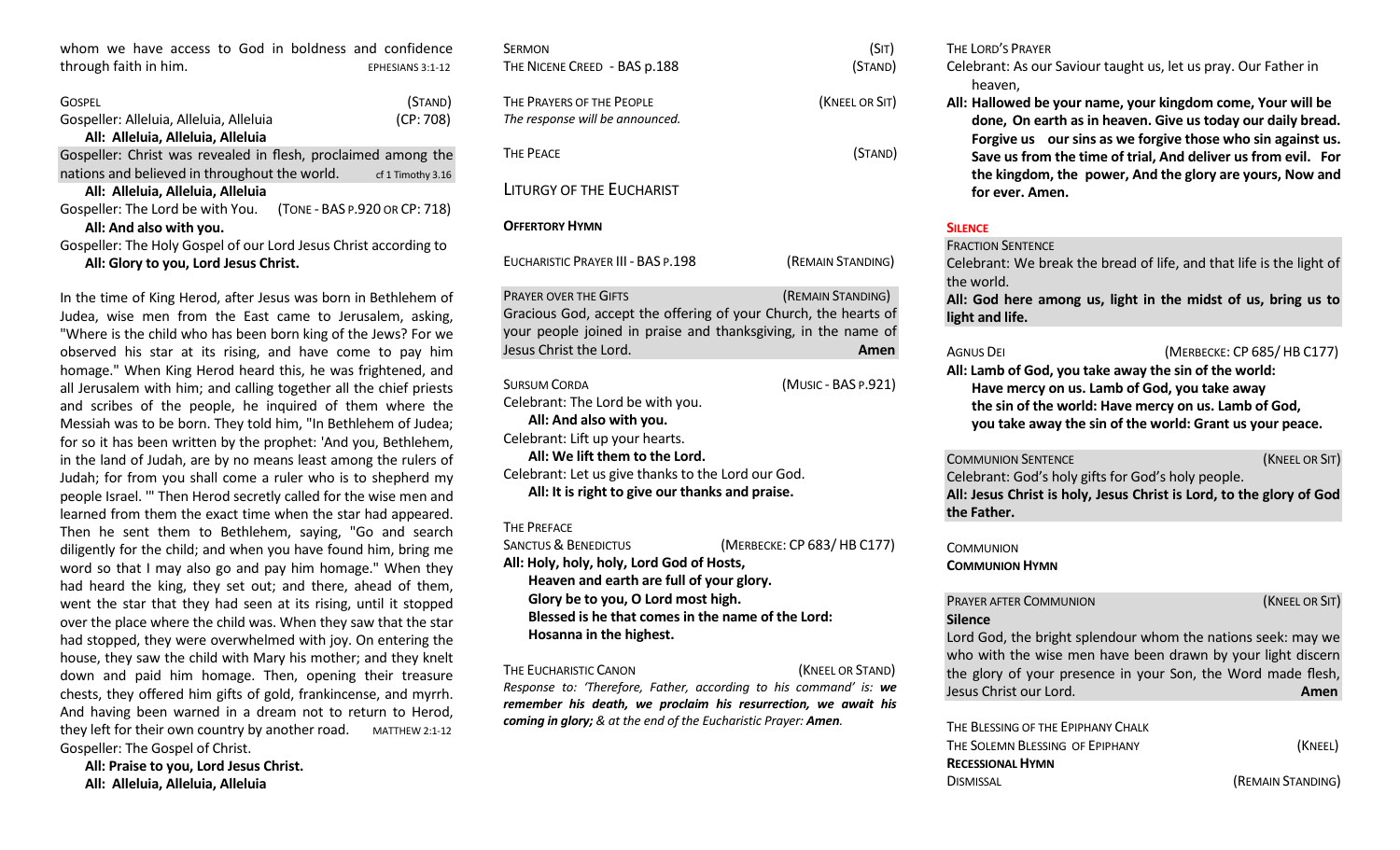whom we have access to God in boldness and confidence through faith in him. EPHESIANS 3:1-12

GOSPEL (STAND)

Gospeller: Alleluia, Alleluia, Alleluia (CP: 708)

**All: Alleluia, Alleluia, Alleluia**

Gospeller: Christ was revealed in flesh, proclaimed among the nations and believed in throughout the world. cf 1 Timothy 3.16

**All: Alleluia, Alleluia, Alleluia**

Gospeller: The Lord be with You. (TONE - BAS P.920 OR CP: 718)

**All: And also with you.**

Gospeller: The Holy Gospel of our Lord Jesus Christ according to

**All: Glory to you, Lord Jesus Christ.**

In the time of King Herod, after Jesus was born in Bethlehem of Judea, wise men from the East came to Jerusalem, asking, "Where is the child who has been born king of the Jews? For we observed his star at its rising, and have come to pay him homage." When King Herod heard this, he was frightened, and all Jerusalem with him; and calling together all the chief priests and scribes of the people, he inquired of them where the Messiah was to be born. They told him, "In Bethlehem of Judea; for so it has been written by the prophet: 'And you, Bethlehem, in the land of Judah, are by no means least among the rulers of Judah; for from you shall come a ruler who is to shepherd my people Israel. '" Then Herod secretly called for the wise men and learned from them the exact time when the star had appeared. Then he sent them to Bethlehem, saying, "Go and search diligently for the child; and when you have found him, bring me word so that I may also go and pay him homage." When they had heard the king, they set out; and there, ahead of them, went the star that they had seen at its rising, until it stopped over the place where the child was. When they saw that the star had stopped, they were overwhelmed with joy. On entering the house, they saw the child with Mary his mother; and they knelt down and paid him homage. Then, opening their treasure chests, they offered him gifts of gold, frankincense, and myrrh. And having been warned in a dream not to return to Herod, they left for their own country by another road. MATTHEW 2:1-12

Gospeller: The Gospel of Christ.

**All: Praise to you, Lord Jesus Christ.**

**All: Alleluia, Alleluia, Alleluia**

SERMON (SIT)

THE NICENE CREED - BAS p.188 (STAND)

THE PRAYERS OF THE PEOPLE (KNEEL OR SIT)

*The response will be announced.*

THE PEACE (STAND)

## LITURGY OF THE EUCHARIST

**OFFERTORY HYMN**

EUCHARISTIC PRAYER III - BAS P.198 (REMAIN STANDING)

PRAYER OVER THE GIFTS (REMAIN STANDING)

Gracious God, accept the offering of your Church, the hearts of your people joined in praise and thanksgiving, in the name of Jesus Christ the Lord. **Amen**

SURSUM CORDA (MUSIC - BAS P.921)

Celebrant: The Lord be with you.

**All: And also with you.**

Celebrant: Lift up your hearts.

**All: We lift them to the Lord.**

Celebrant: Let us give thanks to the Lord our God.

**All: It is right to give our thanks and praise.**

THE PREFACE

SANCTUS & BENEDICTUS (MERBECKE: CP 683/ HB C177)

**All: Holy, holy, holy, Lord God of Hosts,**
**Heaven and earth are full of your glory.**
**Glory be to you, O Lord most high.**
**Blessed is he that comes in the name of the Lord:**
**Hosanna in the highest.**

THE EUCHARISTIC CANON (KNEEL OR STAND)

*Response to: 'Therefore, Father, according to his command' is: **we remember his death, we proclaim his resurrection, we await his coming in glory;** & at the end of the Eucharistic Prayer: **Amen**.*

THE LORD'S PRAYER

Celebrant: As our Saviour taught us, let us pray. Our Father in heaven,

**All: Hallowed be your name, your kingdom come, Your will be done, On earth as in heaven. Give us today our daily bread. Forgive us our sins as we forgive those who sin against us. Save us from the time of trial, And deliver us from evil. For the kingdom, the power, And the glory are yours, Now and for ever. Amen.**

**SILENCE**

FRACTION SENTENCE

Celebrant: We break the bread of life, and that life is the light of the world.

**All: God here among us, light in the midst of us, bring us to light and life.**

AGNUS DEI (MERBECKE: CP 685/ HB C177)

**All: Lamb of God, you take away the sin of the world:**
**Have mercy on us. Lamb of God, you take away**
**the sin of the world: Have mercy on us. Lamb of God,**
**you take away the sin of the world: Grant us your peace.**

COMMUNION SENTENCE (KNEEL OR SIT)

Celebrant: God's holy gifts for God's holy people.

**All: Jesus Christ is holy, Jesus Christ is Lord, to the glory of God the Father.**

COMMUNION

**COMMUNION HYMN**

PRAYER AFTER COMMUNION (KNEEL OR SIT)

**Silence**

Lord God, the bright splendour whom the nations seek: may we who with the wise men have been drawn by your light discern the glory of your presence in your Son, the Word made flesh, Jesus Christ our Lord. **Amen**

THE BLESSING OF THE EPIPHANY CHALK

THE SOLEMN BLESSING OF EPIPHANY (KNEEL)

**RECESSIONAL HYMN**

DISMISSAL (REMAIN STANDING)